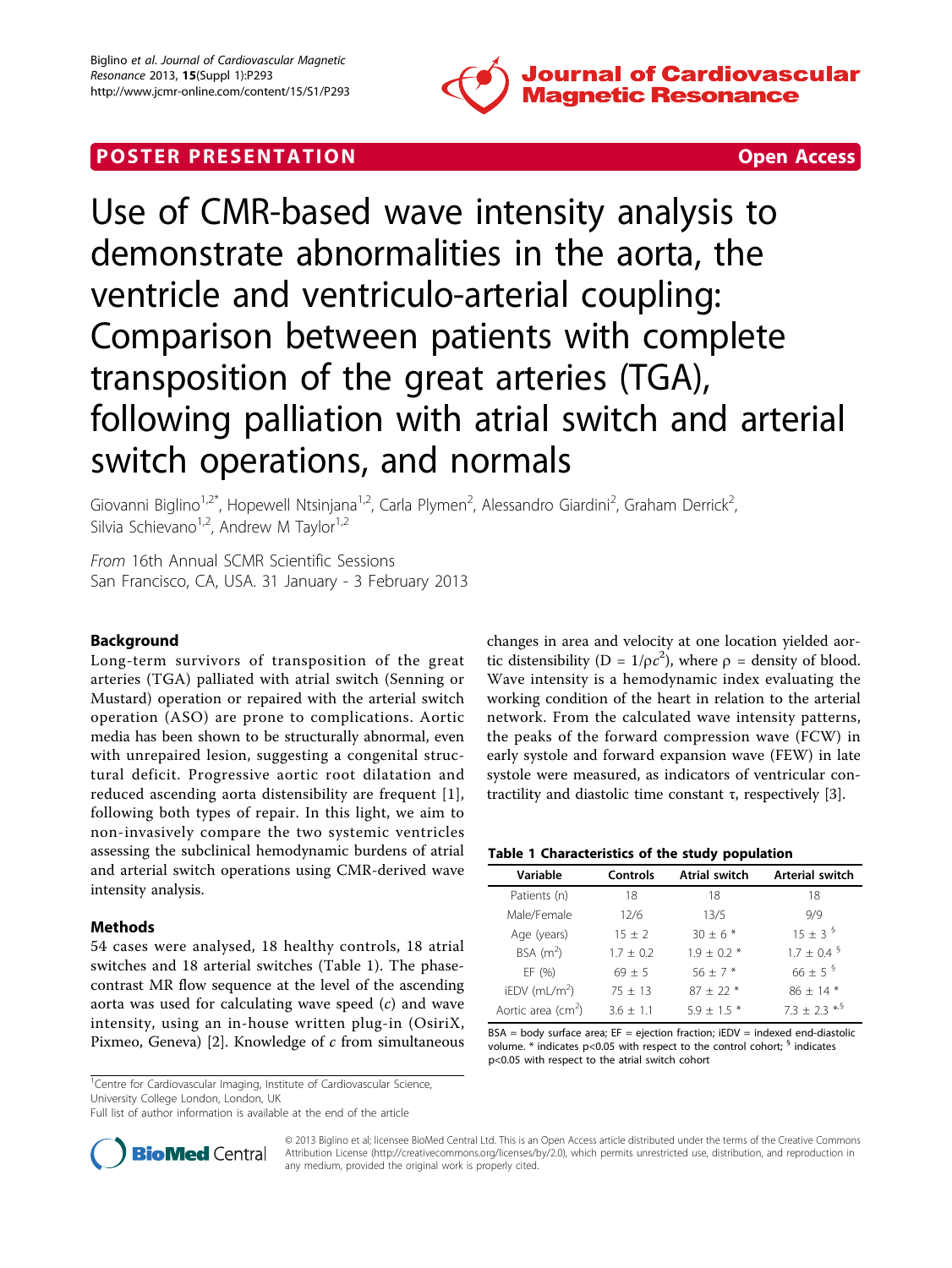POSTER PRESENTATION

Open Access

# Use of CMR-based wave intensity analysis to demonstrate abnormalities in the aorta, the ventricle and ventriculo-arterial coupling: Comparison between patients with complete transposition of the great arteries (TGA), following palliation with atrial switch and arterial switch operations, and normals

Giovanni Biglino[1,2*], Hopewell Ntsinjana[1,2], Carla Plymen[2], Alessandro Giardini[2], Graham Derrick[2], Silvia Schievano[1,2], Andrew M Taylor[1,2]

*From* 16th Annual SCMR Scientific Sessions
San Francisco, CA, USA. 31 January - 3 February 2013

## Background

Long-term survivors of transposition of the great arteries (TGA) palliated with atrial switch (Senning or Mustard) operation or repaired with the arterial switch operation (ASO) are prone to complications. Aortic media has been shown to be structurally abnormal, even with unrepaired lesion, suggesting a congenital structural deficit. Progressive aortic root dilatation and reduced ascending aorta distensibility are frequent [1], following both types of repair. In this light, we aim to non-invasively compare the two systemic ventricles assessing the subclinical hemodynamic burdens of atrial and arterial switch operations using CMR-derived wave intensity analysis.

## Methods

54 cases were analysed, 18 healthy controls, 18 atrial switches and 18 arterial switches (Table 1). The phase-contrast MR flow sequence at the level of the ascending aorta was used for calculating wave speed (*c*) and wave intensity, using an in-house written plug-in (OsiriX, Pixmeo, Geneva) [2]. Knowledge of *c* from simultaneous changes in area and velocity at one location yielded aortic distensibility ($D = 1/\rho c^2$), where $\rho$ = density of blood. Wave intensity is a hemodynamic index evaluating the working condition of the heart in relation to the arterial network. From the calculated wave intensity patterns, the peaks of the forward compression wave (FCW) in early systole and forward expansion wave (FEW) in late systole were measured, as indicators of ventricular contractility and diastolic time constant $\tau$, respectively [3].

**Table 1 Characteristics of the study population**

| Variable | Controls | Atrial switch | Arterial switch |
|---|---|---|---|
| Patients (n) | 18 | 18 | 18 |
| Male/Female | 12/6 | 13/5 | 9/9 |
| Age (years) | 15 ± 2 | 30 ± 6 * | 15 ± 3 § |
| BSA ($m^2$) | 1.7 ± 0.2 | 1.9 ± 0.2 * | 1.7 ± 0.4 § |
| EF (%) | 69 ± 5 | 56 ± 7 * | 66 ± 5 § |
| iEDV ($mL/m^2$) | 75 ± 13 | 87 ± 22 * | 86 ± 14 * |
| Aortic area ($cm^2$) | 3.6 ± 1.1 | 5.9 ± 1.5 * | 7.3 ± 2.3 *,§ |

BSA = body surface area; EF = ejection fraction; iEDV = indexed end-diastolic volume. * indicates p<0.05 with respect to the control cohort; § indicates p<0.05 with respect to the atrial switch cohort

[1]Centre for Cardiovascular Imaging, Institute of Cardiovascular Science, University College London, London, UK
Full list of author information is available at the end of the article

© 2013 Biglino et al; licensee BioMed Central Ltd. This is an Open Access article distributed under the terms of the Creative Commons Attribution License (http://creativecommons.org/licenses/by/2.0), which permits unrestricted use, distribution, and reproduction in any medium, provided the original work is properly cited.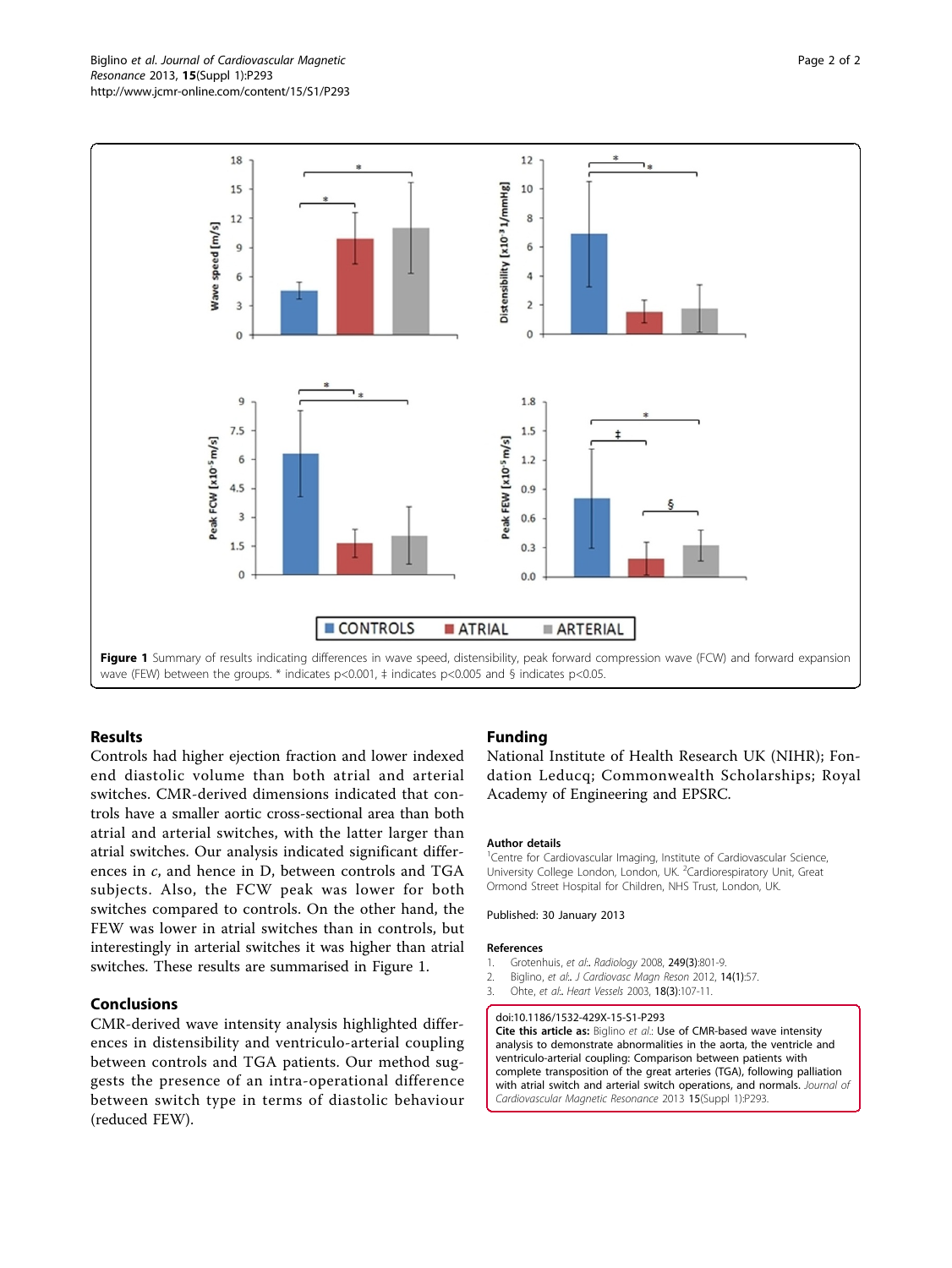18
15
12
9
6
3
0
Wave speed [m/s]
*
*

12
10
8
6
4
2
0
Distensibility [x10^-3 1/mmHg]
*
*

9
7.5
6
4.5
3
1.5
0
Peak FCW [x10^-5 m/s]
*
*

1.8
1.5
1.2
0.9
0.6
0.3
0.0
Peak FEW [x10^-5 m/s]
*
‡
§

CONTROLS ATRIAL ARTERIAL

**Figure 1** Summary of results indicating differences in wave speed, distensibility, peak forward compression wave (FCW) and forward expansion wave (FEW) between the groups. * indicates $p<0.001$, ‡ indicates $p<0.005$ and § indicates $p<0.05$.

## Results

Controls had higher ejection fraction and lower indexed end diastolic volume than both atrial and arterial switches. CMR-derived dimensions indicated that controls have a smaller aortic cross-sectional area than both atrial and arterial switches, with the latter larger than atrial switches. Our analysis indicated significant differences in $c$, and hence in D, between controls and TGA subjects. Also, the FCW peak was lower for both switches compared to controls. On the other hand, the FEW was lower in atrial switches than in controls, but interestingly in arterial switches it was higher than atrial switches. These results are summarised in Figure 1.

## Conclusions

CMR-derived wave intensity analysis highlighted differences in distensibility and ventriculo-arterial coupling between controls and TGA patients. Our method suggests the presence of an intra-operational difference between switch type in terms of diastolic behaviour (reduced FEW).

## Funding

National Institute of Health Research UK (NIHR); Fondation Leducq; Commonwealth Scholarships; Royal Academy of Engineering and EPSRC.

### Author details

[1]Centre for Cardiovascular Imaging, Institute of Cardiovascular Science, University College London, London, UK. [2]Cardiorespiratory Unit, Great Ormond Street Hospital for Children, NHS Trust, London, UK.

Published: 30 January 2013

### References

1. Grotenhuis, *et al.*: *Radiology* 2008, **249(3)**:801-9.
2. Biglino, *et al.*: *J Cardiovasc Magn Reson* 2012, **14(1)**:57.
3. Ohte, *et al.*: *Heart Vessels* 2003, **18(3)**:107-11.

doi:10.1186/1532-429X-15-S1-P293

**Cite this article as:** Biglino *et al.*: Use of CMR-based wave intensity analysis to demonstrate abnormalities in the aorta, the ventricle and ventriculo-arterial coupling: Comparison between patients with complete transposition of the great arteries (TGA), following palliation with atrial switch and arterial switch operations, and normals. *Journal of Cardiovascular Magnetic Resonance* 2013 **15**(Suppl 1):P293.